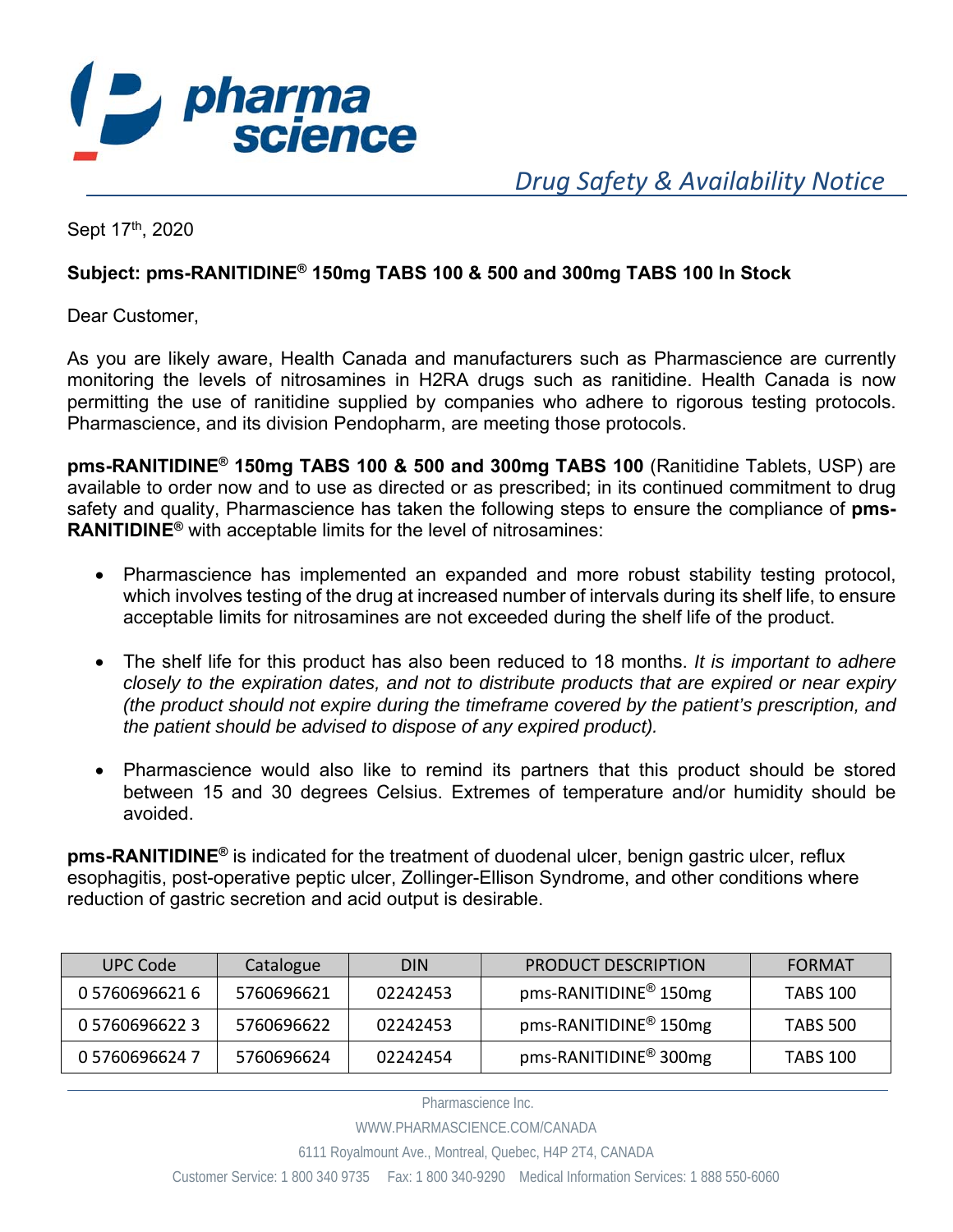**pharma science**

*Drug Safety & Availability Notice*

Sept 17th, 2020

**Subject: pms-RANITIDINE® 150mg TABS 100 & 500 and 300mg TABS 100 In Stock**

Dear Customer,

As you are likely aware, Health Canada and manufacturers such as Pharmascience are currently monitoring the levels of nitrosamines in H2RA drugs such as ranitidine. Health Canada is now permitting the use of ranitidine supplied by companies who adhere to rigorous testing protocols. Pharmascience, and its division Pendopharm, are meeting those protocols.

**pms-RANITIDINE® 150mg TABS 100 & 500 and 300mg TABS 100** (Ranitidine Tablets, USP) are available to order now and to use as directed or as prescribed; in its continued commitment to drug safety and quality, Pharmascience has taken the following steps to ensure the compliance of **pms-RANITIDINE®** with acceptable limits for the level of nitrosamines:

- Pharmascience has implemented an expanded and more robust stability testing protocol, which involves testing of the drug at increased number of intervals during its shelf life, to ensure acceptable limits for nitrosamines are not exceeded during the shelf life of the product.
- The shelf life for this product has also been reduced to 18 months. *It is important to adhere closely to the expiration dates, and not to distribute products that are expired or near expiry (the product should not expire during the timeframe covered by the patient's prescription, and the patient should be advised to dispose of any expired product).*
- Pharmascience would also like to remind its partners that this product should be stored between 15 and 30 degrees Celsius. Extremes of temperature and/or humidity should be avoided.

**pms-RANITIDINE®** is indicated for the treatment of duodenal ulcer, benign gastric ulcer, reflux esophagitis, post-operative peptic ulcer, Zollinger-Ellison Syndrome, and other conditions where reduction of gastric secretion and acid output is desirable.

| UPC Code | Catalogue | DIN | PRODUCT DESCRIPTION | FORMAT |
|---|---|---|---|---|
| 0 5760696621 6 | 5760696621 | 02242453 | pms-RANITIDINE® 150mg | TABS 100 |
| 0 5760696622 3 | 5760696622 | 02242453 | pms-RANITIDINE® 150mg | TABS 500 |
| 0 5760696624 7 | 5760696624 | 02242454 | pms-RANITIDINE® 300mg | TABS 100 |

Pharmascience Inc.

WWW.PHARMASCIENCE.COM/CANADA

6111 Royalmount Ave., Montreal, Quebec, H4P 2T4, CANADA

Customer Service: 1 800 340 9735 Fax: 1 800 340-9290 Medical Information Services: 1 888 550-6060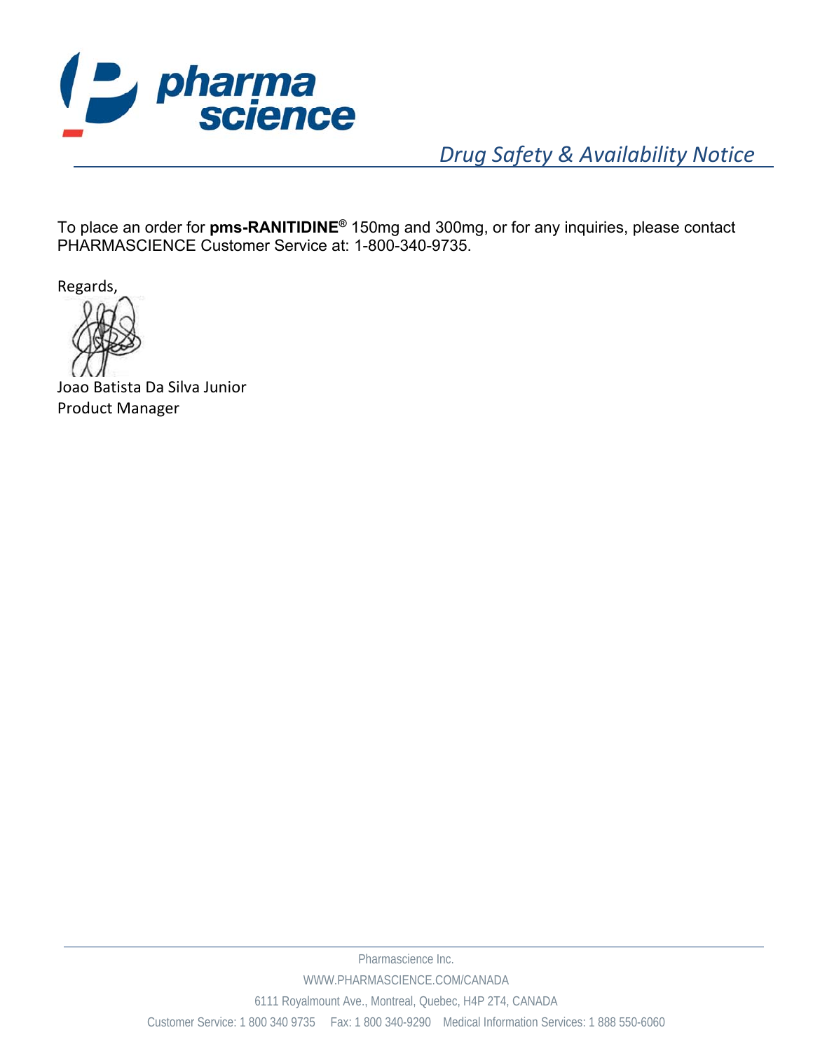To place an order for **pms-RANITIDINE®** 150mg and 300mg, or for any inquiries, please contact PHARMASCIENCE Customer Service at: 1-800-340-9735.

Regards,

Joao Batista Da Silva Junior
Product Manager